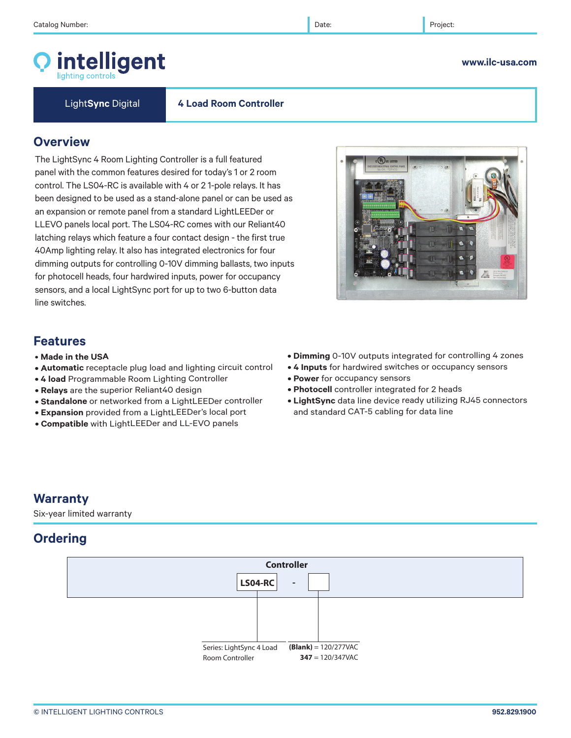Catalog Number: | Date: | Project:

# intelligent lighting controls

www.ilc-usa.com

**LightSync Digital** — **4 Load Room Controller**

## Overview

The LightSync 4 Room Lighting Controller is a full featured panel with the common features desired for today's 1 or 2 room control. The LS04-RC is available with 4 or 2 1-pole relays. It has been designed to be used as a stand-alone panel or can be used as an expansion or remote panel from a standard LightLEEDer or LLEVO panels local port. The LS04-RC comes with our Reliant40 latching relays which feature a four contact design - the first true 40Amp lighting relay. It also has integrated electronics for four dimming outputs for controlling 0-10V dimming ballasts, two inputs for photocell heads, four hardwired inputs, power for occupancy sensors, and a local LightSync port for up to two 6-button data line switches.

## Features

- **Made in the USA**
- **Automatic** receptacle plug load and lighting circuit control
- **4 load** Programmable Room Lighting Controller
- **Relays** are the superior Reliant40 design
- **Standalone** or networked from a LightLEEDer controller
- **Expansion** provided from a LightLEEDer's local port
- **Compatible** with LightLEEDer and LL-EVO panels
- **Dimming** 0-10V outputs integrated for controlling 4 zones
- **4 Inputs** for hardwired switches or occupancy sensors
- **Power** for occupancy sensors
- **Photocell** controller integrated for 2 heads
- **LightSync** data line device ready utilizing RJ45 connectors and standard CAT-5 cabling for data line

## Warranty

Six-year limited warranty

## Ordering

**Controller**

| LS04-RC | - | |
|---|---|---|
| Series: LightSync 4 Load Room Controller | | **(Blank)** = 120/277VAC<br>**347** = 120/347VAC |

© INTELLIGENT LIGHTING CONTROLS

952.829.1900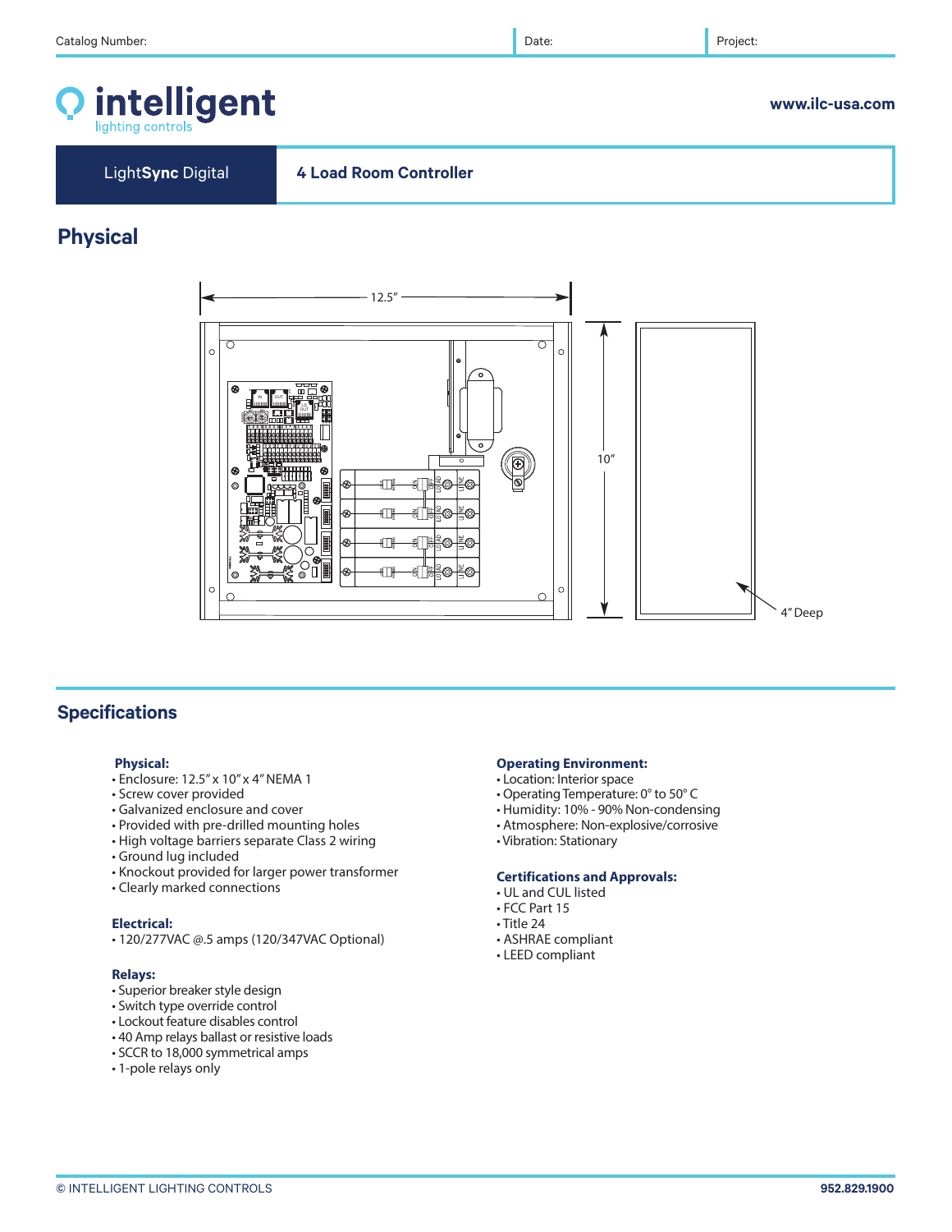Catalog Number: | Date: | Project:

# intelligent lighting controls

www.ilc-usa.com

LightSync Digital | **4 Load Room Controller**

## Physical

12.5"

10"

4" Deep

## Specifications

**Physical:**
- Enclosure: 12.5" x 10" x 4" NEMA 1
- Screw cover provided
- Galvanized enclosure and cover
- Provided with pre-drilled mounting holes
- High voltage barriers separate Class 2 wiring
- Ground lug included
- Knockout provided for larger power transformer
- Clearly marked connections

**Electrical:**
- 120/277VAC @.5 amps (120/347VAC Optional)

**Relays:**
- Superior breaker style design
- Switch type override control
- Lockout feature disables control
- 40 Amp relays ballast or resistive loads
- SCCR to 18,000 symmetrical amps
- 1-pole relays only

**Operating Environment:**
- Location: Interior space
- Operating Temperature: 0° to 50° C
- Humidity: 10% - 90% Non-condensing
- Atmosphere: Non-explosive/corrosive
- Vibration: Stationary

**Certifications and Approvals:**
- UL and CUL listed
- FCC Part 15
- Title 24
- ASHRAE compliant
- LEED compliant

© INTELLIGENT LIGHTING CONTROLS

952.829.1900